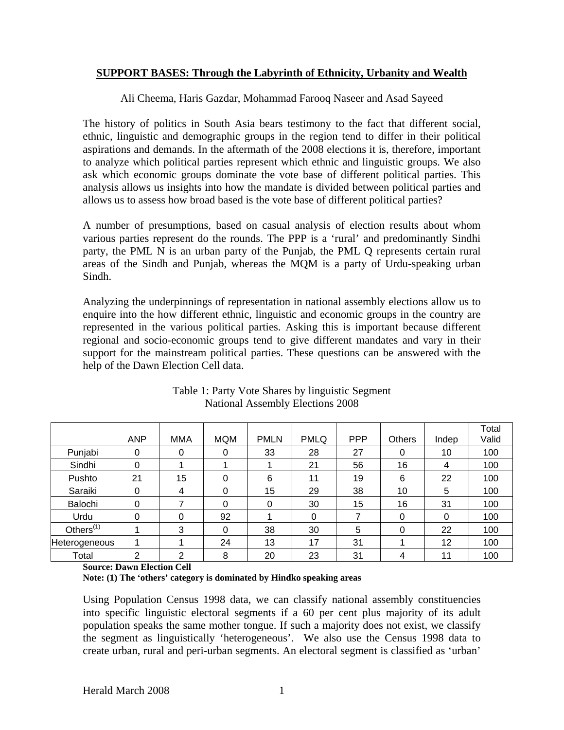## SUPPORT BASES: Through the Labyrinth of Ethnicity, Urbanity and Wealth

Ali Cheema, Haris Gazdar, Mohammad Farooq Naseer and Asad Sayeed

The history of politics in South Asia bears testimony to the fact that different social, ethnic, linguistic and demographic groups in the region tend to differ in their political aspirations and demands. In the aftermath of the 2008 elections it is, therefore, important to analyze which political parties represent which ethnic and linguistic groups. We also ask which economic groups dominate the vote base of different political parties. This analysis allows us insights into how the mandate is divided between political parties and allows us to assess how broad based is the vote base of different political parties?

A number of presumptions, based on casual analysis of election results about whom various parties represent do the rounds. The PPP is a 'rural' and predominantly Sindhi party, the PML N is an urban party of the Punjab, the PML Q represents certain rural areas of the Sindh and Punjab, whereas the MQM is a party of Urdu-speaking urban Sindh.

Analyzing the underpinnings of representation in national assembly elections allow us to enquire into the how different ethnic, linguistic and economic groups in the country are represented in the various political parties. Asking this is important because different regional and socio-economic groups tend to give different mandates and vary in their support for the mainstream political parties. These questions can be answered with the help of the Dawn Election Cell data.

Table 1: Party Vote Shares by linguistic Segment
National Assembly Elections 2008

| | ANP | MMA | MQM | PMLN | PMLQ | PPP | Others | Indep | Total Valid |
|---|---|---|---|---|---|---|---|---|---|
| Punjabi | 0 | 0 | 0 | 33 | 28 | 27 | 0 | 10 | 100 |
| Sindhi | 0 | 1 | 1 | 1 | 21 | 56 | 16 | 4 | 100 |
| Pushto | 21 | 15 | 0 | 6 | 11 | 19 | 6 | 22 | 100 |
| Saraiki | 0 | 4 | 0 | 15 | 29 | 38 | 10 | 5 | 100 |
| Balochi | 0 | 7 | 0 | 0 | 30 | 15 | 16 | 31 | 100 |
| Urdu | 0 | 0 | 92 | 1 | 0 | 7 | 0 | 0 | 100 |
| Others[(1)] | 1 | 3 | 0 | 38 | 30 | 5 | 0 | 22 | 100 |
| Heterogeneous | 1 | 1 | 24 | 13 | 17 | 31 | 1 | 12 | 100 |
| Total | 2 | 2 | 8 | 20 | 23 | 31 | 4 | 11 | 100 |

**Source: Dawn Election Cell**

**Note: (1) The 'others' category is dominated by Hindko speaking areas**

Using Population Census 1998 data, we can classify national assembly constituencies into specific linguistic electoral segments if a 60 per cent plus majority of its adult population speaks the same mother tongue. If such a majority does not exist, we classify the segment as linguistically 'heterogeneous'. We also use the Census 1998 data to create urban, rural and peri-urban segments. An electoral segment is classified as 'urban'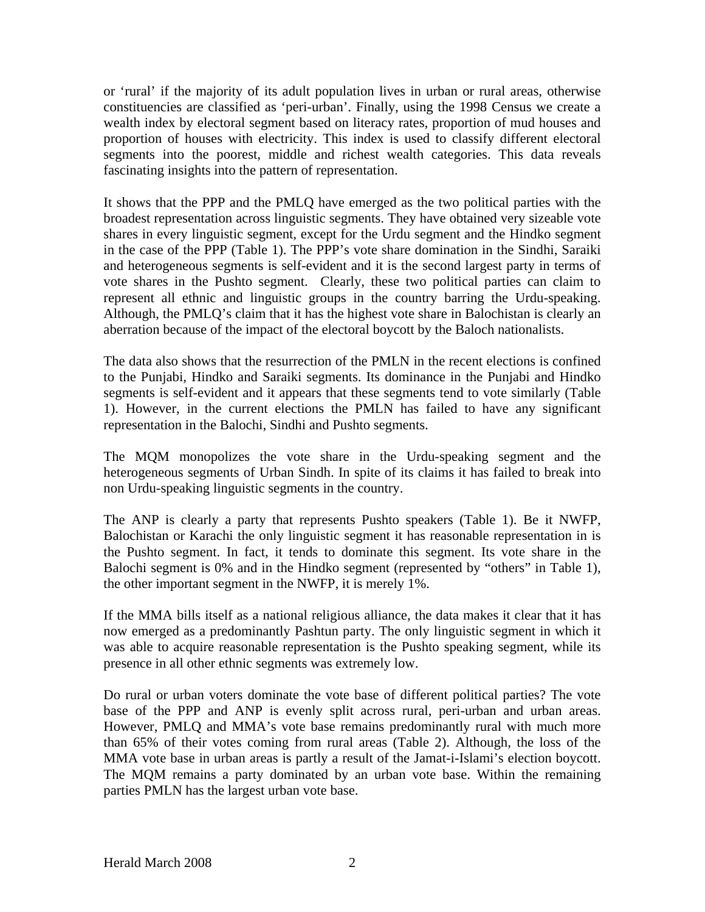or 'rural' if the majority of its adult population lives in urban or rural areas, otherwise constituencies are classified as 'peri-urban'. Finally, using the 1998 Census we create a wealth index by electoral segment based on literacy rates, proportion of mud houses and proportion of houses with electricity. This index is used to classify different electoral segments into the poorest, middle and richest wealth categories. This data reveals fascinating insights into the pattern of representation.

It shows that the PPP and the PMLQ have emerged as the two political parties with the broadest representation across linguistic segments. They have obtained very sizeable vote shares in every linguistic segment, except for the Urdu segment and the Hindko segment in the case of the PPP (Table 1). The PPP's vote share domination in the Sindhi, Saraiki and heterogeneous segments is self-evident and it is the second largest party in terms of vote shares in the Pushto segment. Clearly, these two political parties can claim to represent all ethnic and linguistic groups in the country barring the Urdu-speaking. Although, the PMLQ's claim that it has the highest vote share in Balochistan is clearly an aberration because of the impact of the electoral boycott by the Baloch nationalists.

The data also shows that the resurrection of the PMLN in the recent elections is confined to the Punjabi, Hindko and Saraiki segments. Its dominance in the Punjabi and Hindko segments is self-evident and it appears that these segments tend to vote similarly (Table 1). However, in the current elections the PMLN has failed to have any significant representation in the Balochi, Sindhi and Pushto segments.

The MQM monopolizes the vote share in the Urdu-speaking segment and the heterogeneous segments of Urban Sindh. In spite of its claims it has failed to break into non Urdu-speaking linguistic segments in the country.

The ANP is clearly a party that represents Pushto speakers (Table 1). Be it NWFP, Balochistan or Karachi the only linguistic segment it has reasonable representation in is the Pushto segment. In fact, it tends to dominate this segment. Its vote share in the Balochi segment is 0% and in the Hindko segment (represented by "others" in Table 1), the other important segment in the NWFP, it is merely 1%.

If the MMA bills itself as a national religious alliance, the data makes it clear that it has now emerged as a predominantly Pashtun party. The only linguistic segment in which it was able to acquire reasonable representation is the Pushto speaking segment, while its presence in all other ethnic segments was extremely low.

Do rural or urban voters dominate the vote base of different political parties? The vote base of the PPP and ANP is evenly split across rural, peri-urban and urban areas. However, PMLQ and MMA's vote base remains predominantly rural with much more than 65% of their votes coming from rural areas (Table 2). Although, the loss of the MMA vote base in urban areas is partly a result of the Jamat-i-Islami's election boycott. The MQM remains a party dominated by an urban vote base. Within the remaining parties PMLN has the largest urban vote base.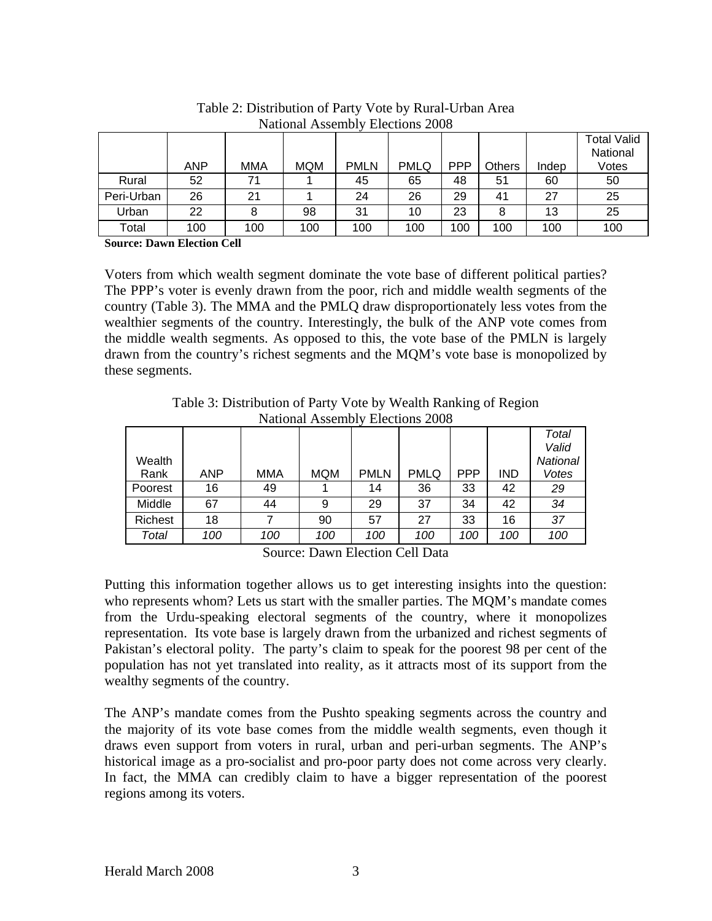Table 2: Distribution of Party Vote by Rural-Urban Area
National Assembly Elections 2008

| | ANP | MMA | MQM | PMLN | PMLQ | PPP | Others | Indep | Total Valid National Votes |
|---|---|---|---|---|---|---|---|---|---|
| Rural | 52 | 71 | 1 | 45 | 65 | 48 | 51 | 60 | 50 |
| Peri-Urban | 26 | 21 | 1 | 24 | 26 | 29 | 41 | 27 | 25 |
| Urban | 22 | 8 | 98 | 31 | 10 | 23 | 8 | 13 | 25 |
| Total | 100 | 100 | 100 | 100 | 100 | 100 | 100 | 100 | 100 |

**Source: Dawn Election Cell**

Voters from which wealth segment dominate the vote base of different political parties? The PPP's voter is evenly drawn from the poor, rich and middle wealth segments of the country (Table 3). The MMA and the PMLQ draw disproportionately less votes from the wealthier segments of the country. Interestingly, the bulk of the ANP vote comes from the middle wealth segments. As opposed to this, the vote base of the PMLN is largely drawn from the country's richest segments and the MQM's vote base is monopolized by these segments.

Table 3: Distribution of Party Vote by Wealth Ranking of Region
National Assembly Elections 2008

| Wealth Rank | ANP | MMA | MQM | PMLN | PMLQ | PPP | IND | *Total Valid National Votes* |
|---|---|---|---|---|---|---|---|---|
| Poorest | 16 | 49 | 1 | 14 | 36 | 33 | 42 | *29* |
| Middle | 67 | 44 | 9 | 29 | 37 | 34 | 42 | *34* |
| Richest | 18 | 7 | 90 | 57 | 27 | 33 | 16 | *37* |
| *Total* | *100* | *100* | *100* | *100* | *100* | *100* | *100* | *100* |

Source: Dawn Election Cell Data

Putting this information together allows us to get interesting insights into the question: who represents whom? Lets us start with the smaller parties. The MQM's mandate comes from the Urdu-speaking electoral segments of the country, where it monopolizes representation. Its vote base is largely drawn from the urbanized and richest segments of Pakistan's electoral polity. The party's claim to speak for the poorest 98 per cent of the population has not yet translated into reality, as it attracts most of its support from the wealthy segments of the country.

The ANP's mandate comes from the Pushto speaking segments across the country and the majority of its vote base comes from the middle wealth segments, even though it draws even support from voters in rural, urban and peri-urban segments. The ANP's historical image as a pro-socialist and pro-poor party does not come across very clearly. In fact, the MMA can credibly claim to have a bigger representation of the poorest regions among its voters.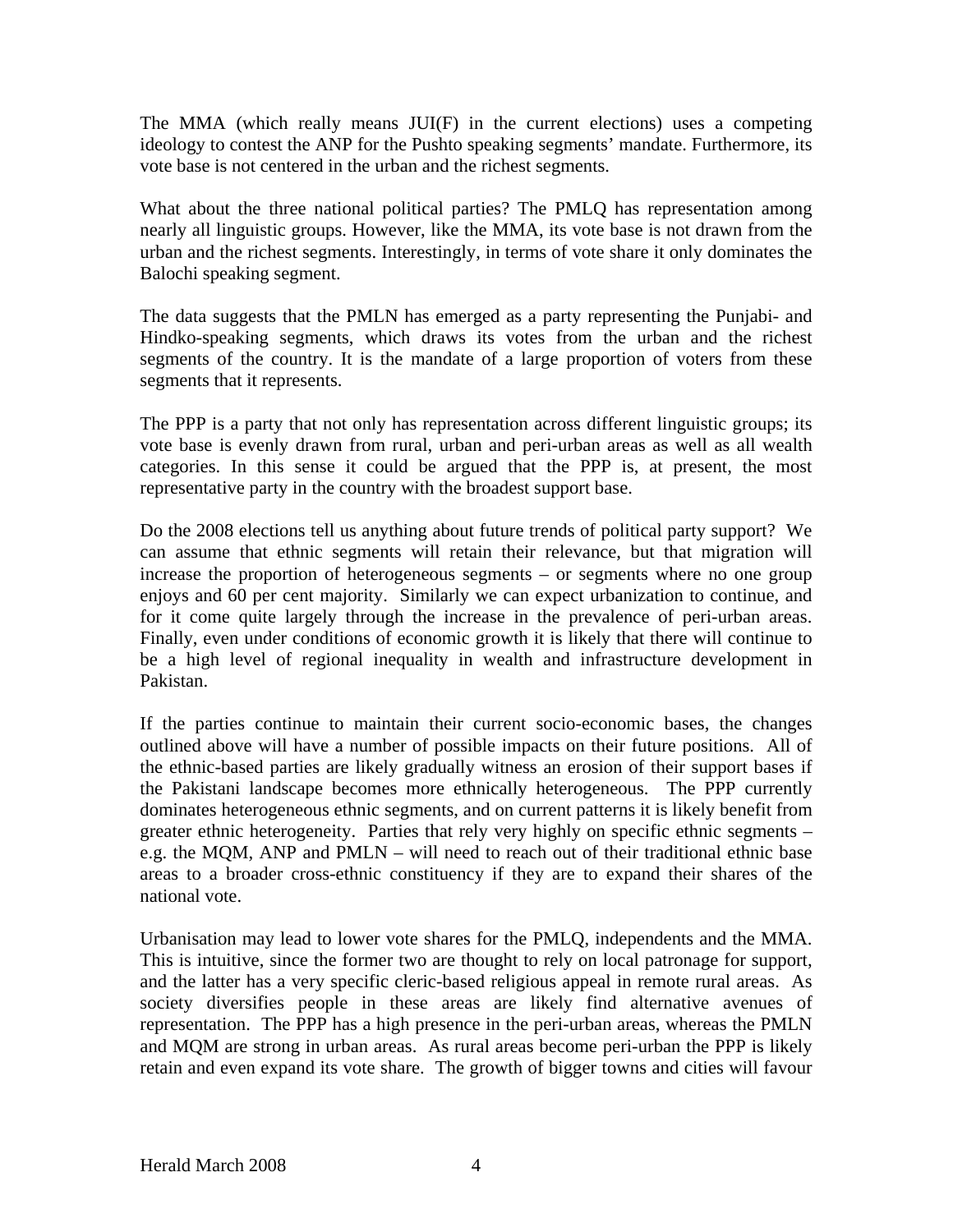The MMA (which really means JUI(F) in the current elections) uses a competing ideology to contest the ANP for the Pushto speaking segments' mandate. Furthermore, its vote base is not centered in the urban and the richest segments.

What about the three national political parties? The PMLQ has representation among nearly all linguistic groups. However, like the MMA, its vote base is not drawn from the urban and the richest segments. Interestingly, in terms of vote share it only dominates the Balochi speaking segment.

The data suggests that the PMLN has emerged as a party representing the Punjabi- and Hindko-speaking segments, which draws its votes from the urban and the richest segments of the country. It is the mandate of a large proportion of voters from these segments that it represents.

The PPP is a party that not only has representation across different linguistic groups; its vote base is evenly drawn from rural, urban and peri-urban areas as well as all wealth categories. In this sense it could be argued that the PPP is, at present, the most representative party in the country with the broadest support base.

Do the 2008 elections tell us anything about future trends of political party support? We can assume that ethnic segments will retain their relevance, but that migration will increase the proportion of heterogeneous segments – or segments where no one group enjoys and 60 per cent majority. Similarly we can expect urbanization to continue, and for it come quite largely through the increase in the prevalence of peri-urban areas. Finally, even under conditions of economic growth it is likely that there will continue to be a high level of regional inequality in wealth and infrastructure development in Pakistan.

If the parties continue to maintain their current socio-economic bases, the changes outlined above will have a number of possible impacts on their future positions. All of the ethnic-based parties are likely gradually witness an erosion of their support bases if the Pakistani landscape becomes more ethnically heterogeneous. The PPP currently dominates heterogeneous ethnic segments, and on current patterns it is likely benefit from greater ethnic heterogeneity. Parties that rely very highly on specific ethnic segments – e.g. the MQM, ANP and PMLN – will need to reach out of their traditional ethnic base areas to a broader cross-ethnic constituency if they are to expand their shares of the national vote.

Urbanisation may lead to lower vote shares for the PMLQ, independents and the MMA. This is intuitive, since the former two are thought to rely on local patronage for support, and the latter has a very specific cleric-based religious appeal in remote rural areas. As society diversifies people in these areas are likely find alternative avenues of representation. The PPP has a high presence in the peri-urban areas, whereas the PMLN and MQM are strong in urban areas. As rural areas become peri-urban the PPP is likely retain and even expand its vote share. The growth of bigger towns and cities will favour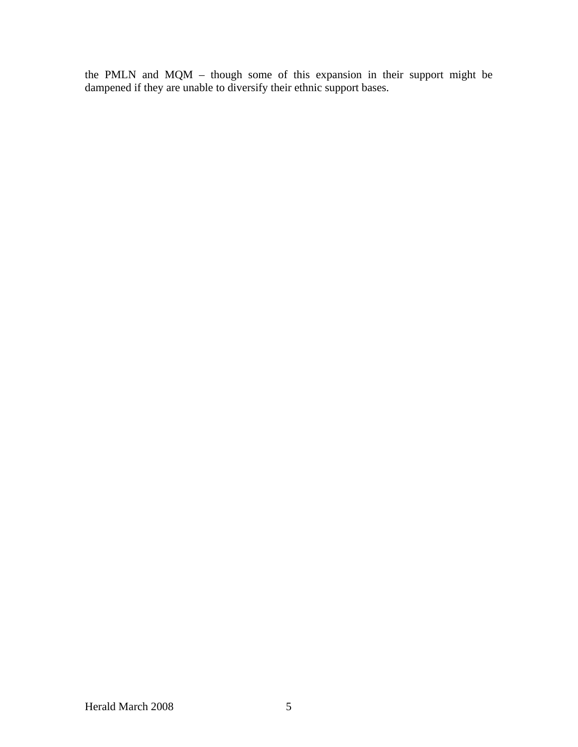the PMLN and MQM – though some of this expansion in their support might be dampened if they are unable to diversify their ethnic support bases.